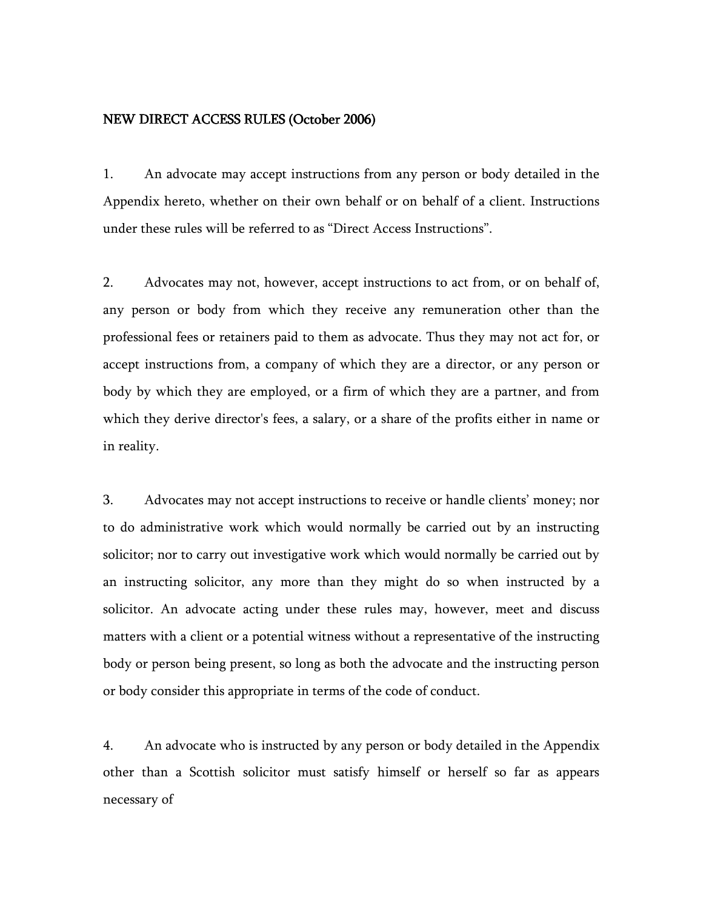# NEW DIRECT ACCESS RULES (October 2006)

1. An advocate may accept instructions from any person or body detailed in the Appendix hereto, whether on their own behalf or on behalf of a client. Instructions under these rules will be referred to as "Direct Access Instructions".

2. Advocates may not, however, accept instructions to act from, or on behalf of, any person or body from which they receive any remuneration other than the professional fees or retainers paid to them as advocate. Thus they may not act for, or accept instructions from, a company of which they are a director, or any person or body by which they are employed, or a firm of which they are a partner, and from which they derive director's fees, a salary, or a share of the profits either in name or in reality.

3. Advocates may not accept instructions to receive or handle clients' money; nor to do administrative work which would normally be carried out by an instructing solicitor; nor to carry out investigative work which would normally be carried out by an instructing solicitor, any more than they might do so when instructed by a solicitor. An advocate acting under these rules may, however, meet and discuss matters with a client or a potential witness without a representative of the instructing body or person being present, so long as both the advocate and the instructing person or body consider this appropriate in terms of the code of conduct.

4. An advocate who is instructed by any person or body detailed in the Appendix other than a Scottish solicitor must satisfy himself or herself so far as appears necessary of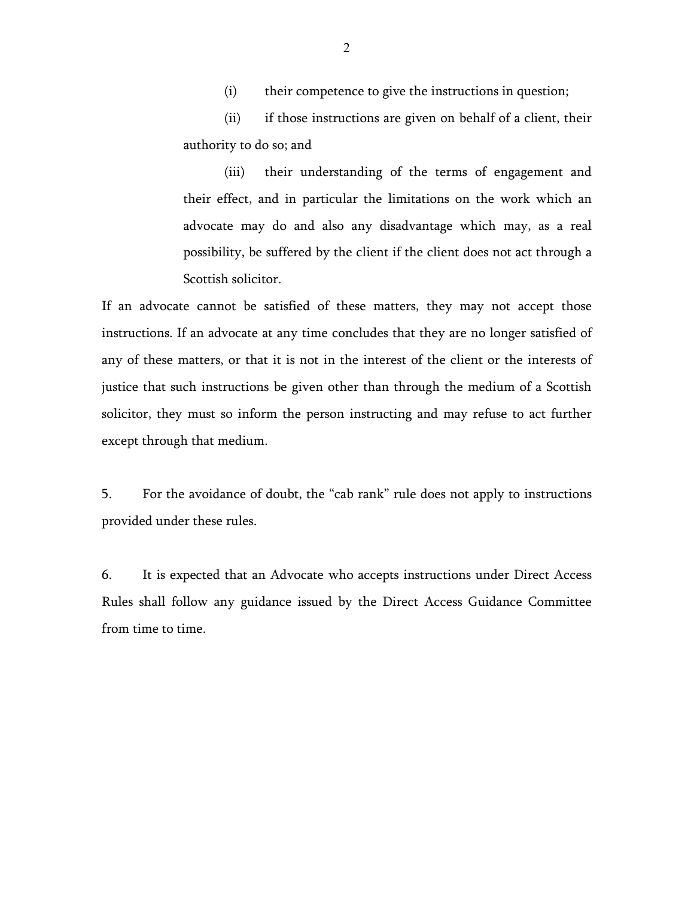(i) their competence to give the instructions in question;

(ii) if those instructions are given on behalf of a client, their authority to do so; and

(iii) their understanding of the terms of engagement and their effect, and in particular the limitations on the work which an advocate may do and also any disadvantage which may, as a real possibility, be suffered by the client if the client does not act through a Scottish solicitor.

If an advocate cannot be satisfied of these matters, they may not accept those instructions. If an advocate at any time concludes that they are no longer satisfied of any of these matters, or that it is not in the interest of the client or the interests of justice that such instructions be given other than through the medium of a Scottish solicitor, they must so inform the person instructing and may refuse to act further except through that medium.

5. For the avoidance of doubt, the "cab rank" rule does not apply to instructions provided under these rules.

6. It is expected that an Advocate who accepts instructions under Direct Access Rules shall follow any guidance issued by the Direct Access Guidance Committee from time to time.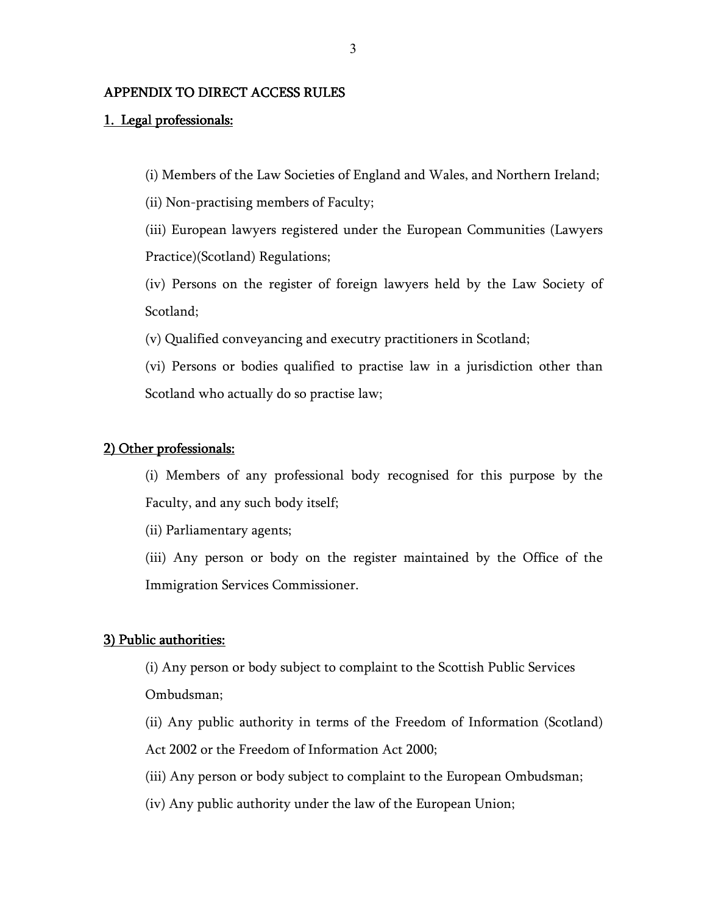## APPENDIX TO DIRECT ACCESS RULES

### 1. Legal professionals:

(i) Members of the Law Societies of England and Wales, and Northern Ireland;

(ii) Non-practising members of Faculty;

(iii) European lawyers registered under the European Communities (Lawyers Practice)(Scotland) Regulations;

(iv) Persons on the register of foreign lawyers held by the Law Society of Scotland;

(v) Qualified conveyancing and executry practitioners in Scotland;

(vi) Persons or bodies qualified to practise law in a jurisdiction other than Scotland who actually do so practise law;

### 2) Other professionals:

(i) Members of any professional body recognised for this purpose by the Faculty, and any such body itself;

(ii) Parliamentary agents;

(iii) Any person or body on the register maintained by the Office of the Immigration Services Commissioner.

### 3) Public authorities:

(i) Any person or body subject to complaint to the Scottish Public Services Ombudsman;

(ii) Any public authority in terms of the Freedom of Information (Scotland) Act 2002 or the Freedom of Information Act 2000;

(iii) Any person or body subject to complaint to the European Ombudsman;

(iv) Any public authority under the law of the European Union;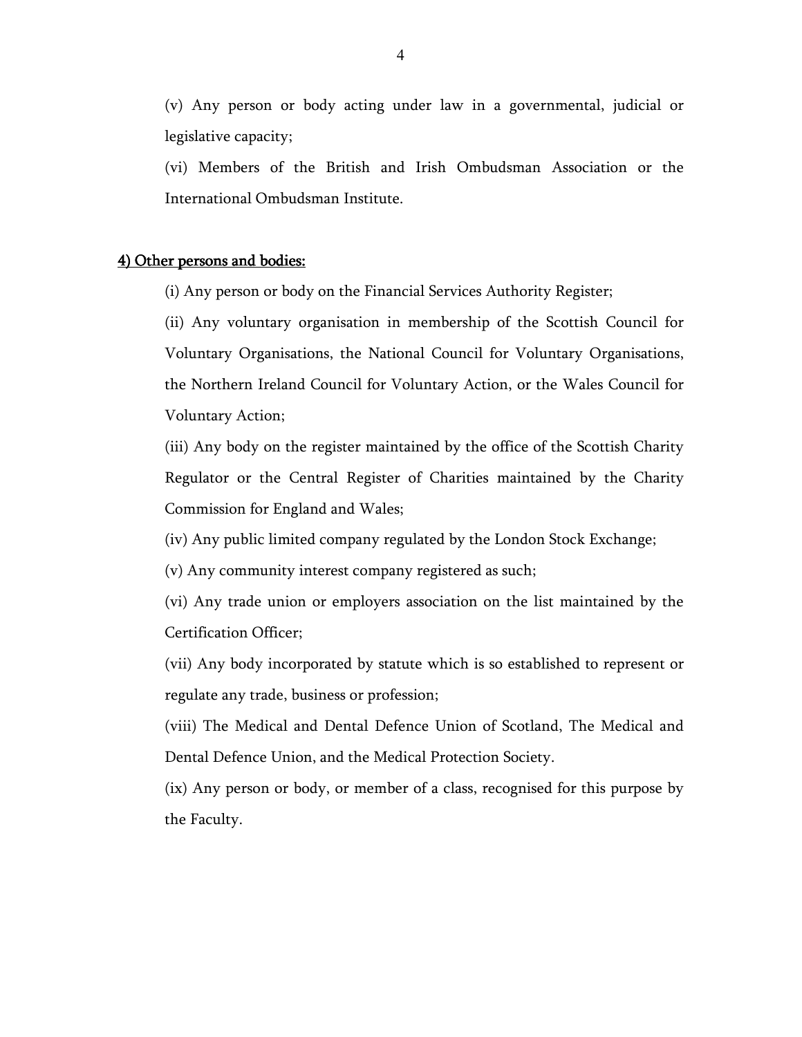(v) Any person or body acting under law in a governmental, judicial or legislative capacity;

(vi) Members of the British and Irish Ombudsman Association or the International Ombudsman Institute.

<u>4) Other persons and bodies:</u>

(i) Any person or body on the Financial Services Authority Register;

(ii) Any voluntary organisation in membership of the Scottish Council for Voluntary Organisations, the National Council for Voluntary Organisations, the Northern Ireland Council for Voluntary Action, or the Wales Council for Voluntary Action;

(iii) Any body on the register maintained by the office of the Scottish Charity Regulator or the Central Register of Charities maintained by the Charity Commission for England and Wales;

(iv) Any public limited company regulated by the London Stock Exchange;

(v) Any community interest company registered as such;

(vi) Any trade union or employers association on the list maintained by the Certification Officer;

(vii) Any body incorporated by statute which is so established to represent or regulate any trade, business or profession;

(viii) The Medical and Dental Defence Union of Scotland, The Medical and Dental Defence Union, and the Medical Protection Society.

(ix) Any person or body, or member of a class, recognised for this purpose by the Faculty.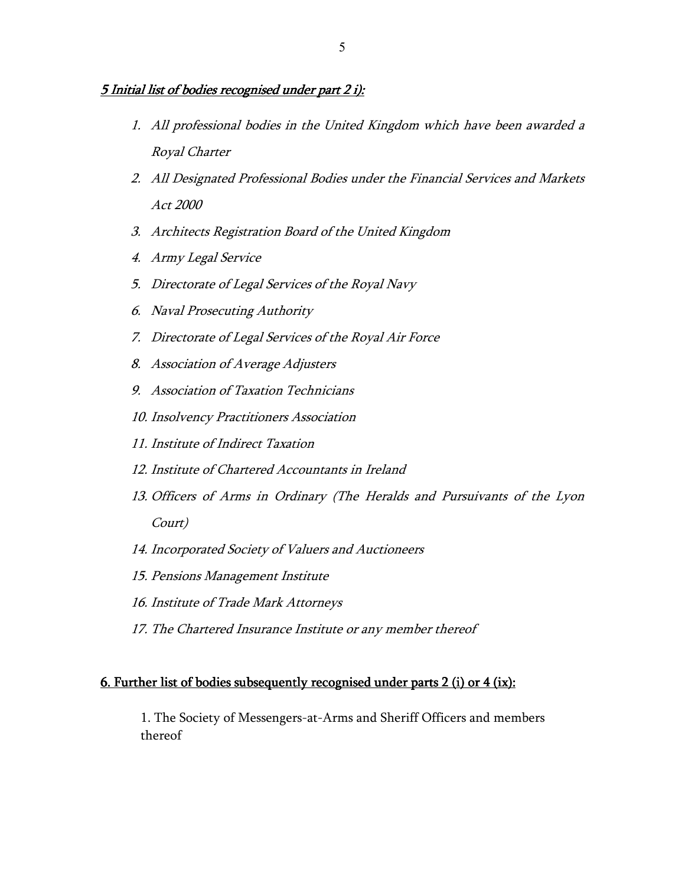## *5 Initial list of bodies recognised under part 2 i):*

1. *All professional bodies in the United Kingdom which have been awarded a Royal Charter*
2. *All Designated Professional Bodies under the Financial Services and Markets Act 2000*
3. *Architects Registration Board of the United Kingdom*
4. *Army Legal Service*
5. *Directorate of Legal Services of the Royal Navy*
6. *Naval Prosecuting Authority*
7. *Directorate of Legal Services of the Royal Air Force*
8. *Association of Average Adjusters*
9. *Association of Taxation Technicians*
10. *Insolvency Practitioners Association*
11. *Institute of Indirect Taxation*
12. *Institute of Chartered Accountants in Ireland*
13. *Officers of Arms in Ordinary (The Heralds and Pursuivants of the Lyon Court)*
14. *Incorporated Society of Valuers and Auctioneers*
15. *Pensions Management Institute*
16. *Institute of Trade Mark Attorneys*
17. *The Chartered Insurance Institute or any member thereof*

## 6. Further list of bodies subsequently recognised under parts 2 (i) or 4 (ix):

1. The Society of Messengers-at-Arms and Sheriff Officers and members thereof